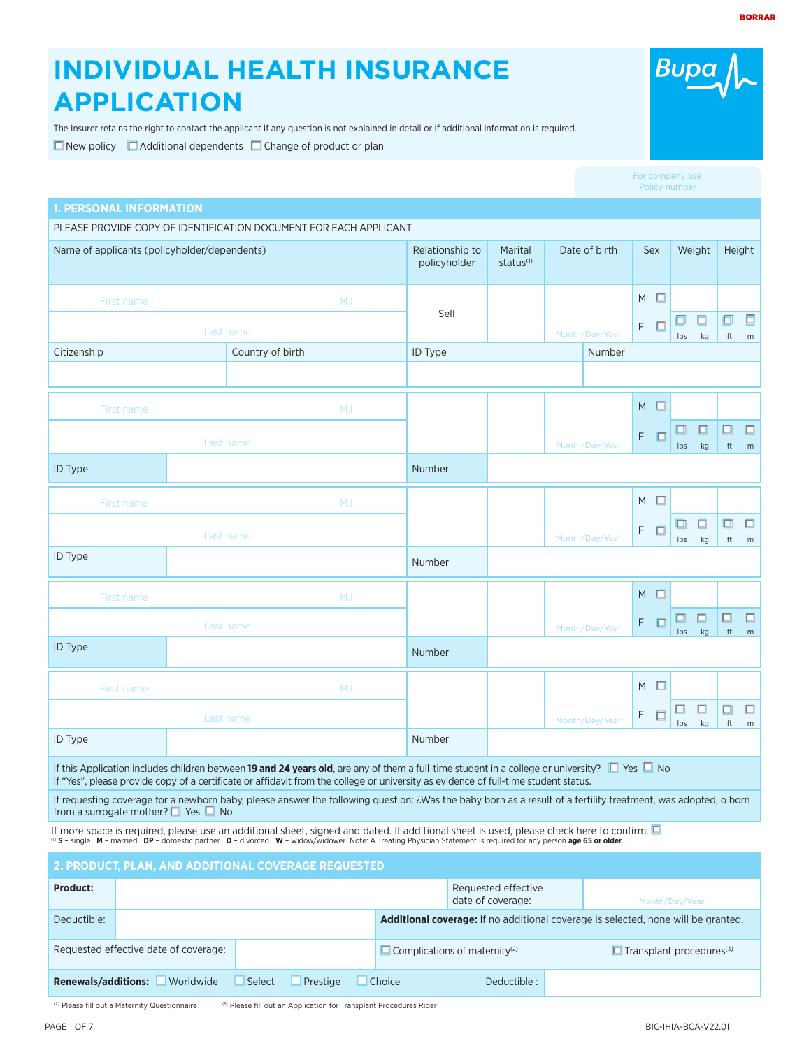BORRAR

# INDIVIDUAL HEALTH INSURANCE APPLICATION

Bupa

The Insurer retains the right to contact the applicant if any question is not explained in detail or if additional information is required.

☐ New policy ☐ Additional dependents ☐ Change of product or plan

For company use
Policy number

## 1. PERSONAL INFORMATION

PLEASE PROVIDE COPY OF IDENTIFICATION DOCUMENT FOR EACH APPLICANT

| Name of applicants (policyholder/dependents) | Relationship to policyholder | Marital status[1] | Date of birth | Sex | Weight | Height |
|---|---|---|---|---|---|---|
| First name M.I. / Last name | Self | | Month/Day/Year | M ☐ F ☐ | ☐ lbs ☐ kg | ☐ ft ☐ m |

| Citizenship | Country of birth | ID Type | Number |
|---|---|---|---|
| | | | |

| Name of applicants (policyholder/dependents) | Relationship to policyholder | Marital status[1] | Date of birth | Sex | Weight | Height |
|---|---|---|---|---|---|---|
| First name M.I. / Last name | | | Month/Day/Year | M ☐ F ☐ | ☐ lbs ☐ kg | ☐ ft ☐ m |
| ID Type | | Number | | | | |
| First name M.I. / Last name | | | Month/Day/Year | M ☐ F ☐ | ☐ lbs ☐ kg | ☐ ft ☐ m |
| ID Type | | Number | | | | |
| First name M.I. / Last name | | | Month/Day/Year | M ☐ F ☐ | ☐ lbs ☐ kg | ☐ ft ☐ m |
| ID Type | | Number | | | | |
| First name M.I. / Last name | | | Month/Day/Year | M ☐ F ☐ | ☐ lbs ☐ kg | ☐ ft ☐ m |
| ID Type | | Number | | | | |

If this Application includes children between **19 and 24 years old**, are any of them a full-time student in a college or university? ☐ Yes ☐ No
If "Yes", please provide copy of a certificate or affidavit from the college or university as evidence of full-time student status.

If requesting coverage for a newborn baby, please answer the following question: ¿Was the baby born as a result of a fertility treatment, was adopted, o born from a surrogate mother? ☐ Yes ☐ No

If more space is required, please use an additional sheet, signed and dated. If additional sheet is used, please check here to confirm. ☐

[1] **S** – single **M** – married **DP** – domestic partner **D** – divorced **W** – widow/widower Note: A Treating Physician Statement is required for any person **age 65 or older**.

## 2. PRODUCT, PLAN, AND ADDITIONAL COVERAGE REQUESTED

| | | | |
|---|---|---|---|
| **Product:** | | Requested effective date of coverage: | Month/Day/Year |
| Deductible: | | **Additional coverage:** If no additional coverage is selected, none will be granted. | |
| Requested effective date of coverage: | | ☐ Complications of maternity[2] | ☐ Transplant procedures[3] |
| **Renewals/additions:** ☐ Worldwide ☐ Select ☐ Prestige ☐ Choice | | Deductible : | |

[2] Please fill out a Maternity Questionnaire [3] Please fill out an Application for Transplant Procedures Rider

BIC-IHIA-BCA-V22.01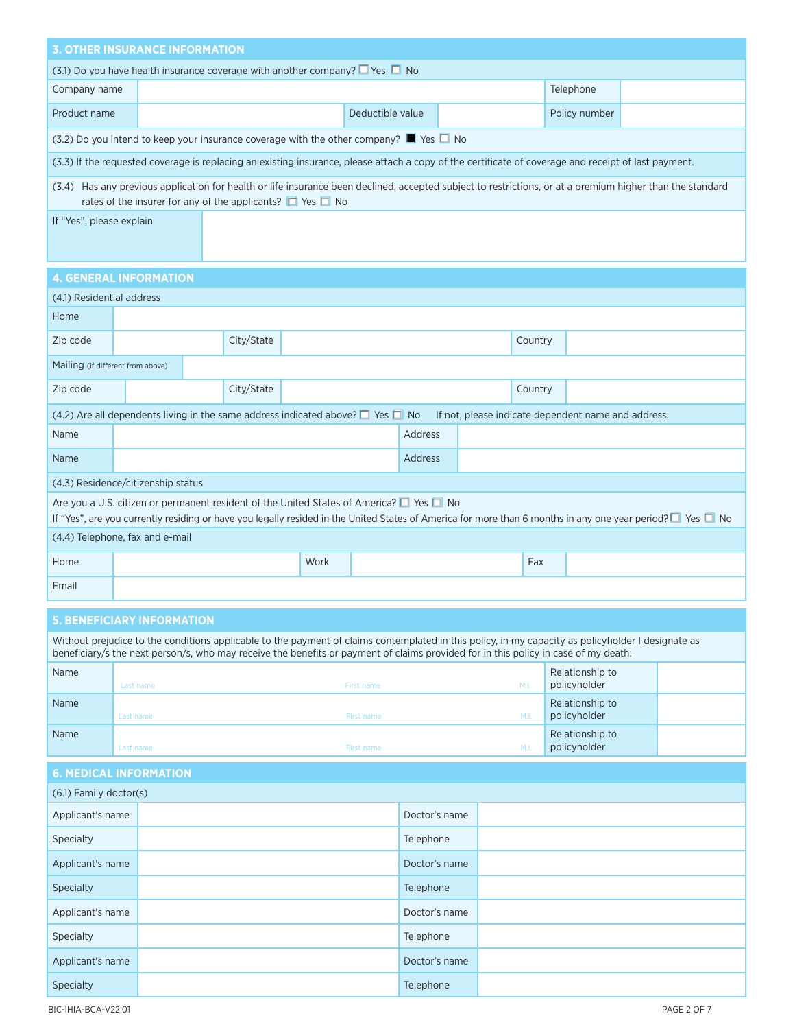## 3. OTHER INSURANCE INFORMATION

(3.1) Do you have health insurance coverage with another company? ☐ Yes ☐ No

| Company name | | | | Telephone | |
|---|---|---|---|---|---|
| Product name | | Deductible value | | Policy number | |

(3.2) Do you intend to keep your insurance coverage with the other company? ■ Yes ☐ No

(3.3) If the requested coverage is replacing an existing insurance, please attach a copy of the certificate of coverage and receipt of last payment.

(3.4) Has any previous application for health or life insurance been declined, accepted subject to restrictions, or at a premium higher than the standard rates of the insurer for any of the applicants? ☐ Yes ☐ No

| If "Yes", please explain | |
|---|---|

## 4. GENERAL INFORMATION

(4.1) Residential address

| Home | | | | | |
|---|---|---|---|---|---|
| Zip code | | City/State | | Country | |
| Mailing (if different from above) | | | | | |
| Zip code | | City/State | | Country | |

(4.2) Are all dependents living in the same address indicated above? ☐ Yes ☐ No If not, please indicate dependent name and address.

| Name | | Address | |
|---|---|---|---|
| Name | | Address | |

(4.3) Residence/citizenship status

Are you a U.S. citizen or permanent resident of the United States of America? ☐ Yes ☐ No

If "Yes", are you currently residing or have you legally resided in the United States of America for more than 6 months in any one year period? ☐ Yes ☐ No

(4.4) Telephone, fax and e-mail

| Home | | Work | | Fax | |
|---|---|---|---|---|---|
| Email | | | | | |

## 5. BENEFICIARY INFORMATION

Without prejudice to the conditions applicable to the payment of claims contemplated in this policy, in my capacity as policyholder I designate as beneficiary/s the next person/s, who may receive the benefits or payment of claims provided for in this policy in case of my death.

| Name | Last name | First name | M.I. | Relationship to policyholder | |
|---|---|---|---|---|---|
| Name | Last name | First name | M.I. | Relationship to policyholder | |
| Name | Last name | First name | M.I. | Relationship to policyholder | |

## 6. MEDICAL INFORMATION

(6.1) Family doctor(s)

| Applicant's name | | Doctor's name | |
|---|---|---|---|
| Specialty | | Telephone | |
| Applicant's name | | Doctor's name | |
| Specialty | | Telephone | |
| Applicant's name | | Doctor's name | |
| Specialty | | Telephone | |
| Applicant's name | | Doctor's name | |
| Specialty | | Telephone | |

BIC-IHIA-BCA-V22.01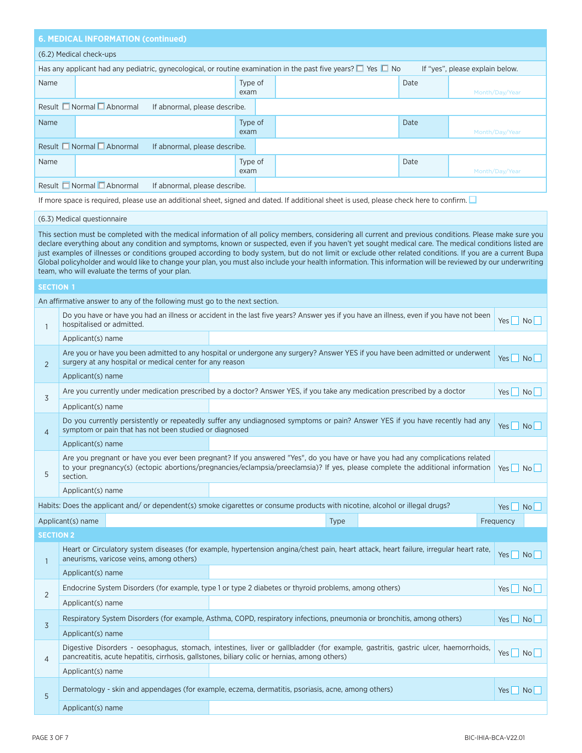## 6. MEDICAL INFORMATION (continued)

### (6.2) Medical check-ups

Has any applicant had any pediatric, gynecological, or routine examination in the past five years? ☐ Yes ☐ No If "yes", please explain below.

| Name | | Type of exam | | Date | Month/Day/Year |
|---|---|---|---|---|---|
| Result ☐ Normal ☐ Abnormal | If abnormal, please describe. | | | | |
| Name | | Type of exam | | Date | Month/Day/Year |
| Result ☐ Normal ☐ Abnormal | If abnormal, please describe. | | | | |
| Name | | Type of exam | | Date | Month/Day/Year |
| Result ☐ Normal ☐ Abnormal | If abnormal, please describe. | | | | |

If more space is required, please use an additional sheet, signed and dated. If additional sheet is used, please check here to confirm. ☐

### (6.3) Medical questionnaire

This section must be completed with the medical information of all policy members, considering all current and previous conditions. Please make sure you declare everything about any condition and symptoms, known or suspected, even if you haven't yet sought medical care. The medical conditions listed are just examples of illnesses or conditions grouped according to body system, but do not limit or exclude other related conditions. If you are a current Bupa Global policyholder and would like to change your plan, you must also include your health information. This information will be reviewed by our underwriting team, who will evaluate the terms of your plan.

#### SECTION 1

An affirmative answer to any of the following must go to the next section.

| # | Question | Answer |
|---|---|---|
| 1 | Do you have or have you had an illness or accident in the last five years? Answer yes if you have an illness, even if you have not been hospitalised or admitted. | Yes ☐ No ☐ |
| | Applicant(s) name | |
| 2 | Are you or have you been admitted to any hospital or undergone any surgery? Answer YES if you have been admitted or underwent surgery at any hospital or medical center for any reason | Yes ☐ No ☐ |
| | Applicant(s) name | |
| 3 | Are you currently under medication prescribed by a doctor? Answer YES, if you take any medication prescribed by a doctor | Yes ☐ No ☐ |
| | Applicant(s) name | |
| 4 | Do you currently persistently or repeatedly suffer any undiagnosed symptoms or pain? Answer YES if you have recently had any symptom or pain that has not been studied or diagnosed | Yes ☐ No ☐ |
| | Applicant(s) name | |
| 5 | Are you pregnant or have you ever been pregnant? If you answered "Yes", do you have or have you had any complications related to your pregnancy(s) (ectopic abortions/pregnancies/eclampsia/preeclamsia)? If yes, please complete the additional information section. | Yes ☐ No ☐ |
| | Applicant(s) name | |

| Habits: Does the applicant and/ or dependent(s) smoke cigarettes or consume products with nicotine, alcohol or illegal drugs? | | | | | Yes ☐ No ☐ |
|---|---|---|---|---|---|
| Applicant(s) name | | Type | | Frequency | |

#### SECTION 2

| # | Question | Answer |
|---|---|---|
| 1 | Heart or Circulatory system diseases (for example, hypertension angina/chest pain, heart attack, heart failure, irregular heart rate, aneurisms, varicose veins, among others) | Yes ☐ No ☐ |
| | Applicant(s) name | |
| 2 | Endocrine System Disorders (for example, type 1 or type 2 diabetes or thyroid problems, among others) | Yes ☐ No ☐ |
| | Applicant(s) name | |
| 3 | Respiratory System Disorders (for example, Asthma, COPD, respiratory infections, pneumonia or bronchitis, among others) | Yes ☐ No ☐ |
| | Applicant(s) name | |
| 4 | Digestive Disorders - oesophagus, stomach, intestines, liver or gallbladder (for example, gastritis, gastric ulcer, haemorrhoids, pancreatitis, acute hepatitis, cirrhosis, gallstones, biliary colic or hernias, among others) | Yes ☐ No ☐ |
| | Applicant(s) name | |
| 5 | Dermatology - skin and appendages (for example, eczema, dermatitis, psoriasis, acne, among others) | Yes ☐ No ☐ |
| | Applicant(s) name | |

BIC-IHIA-BCA-V22.01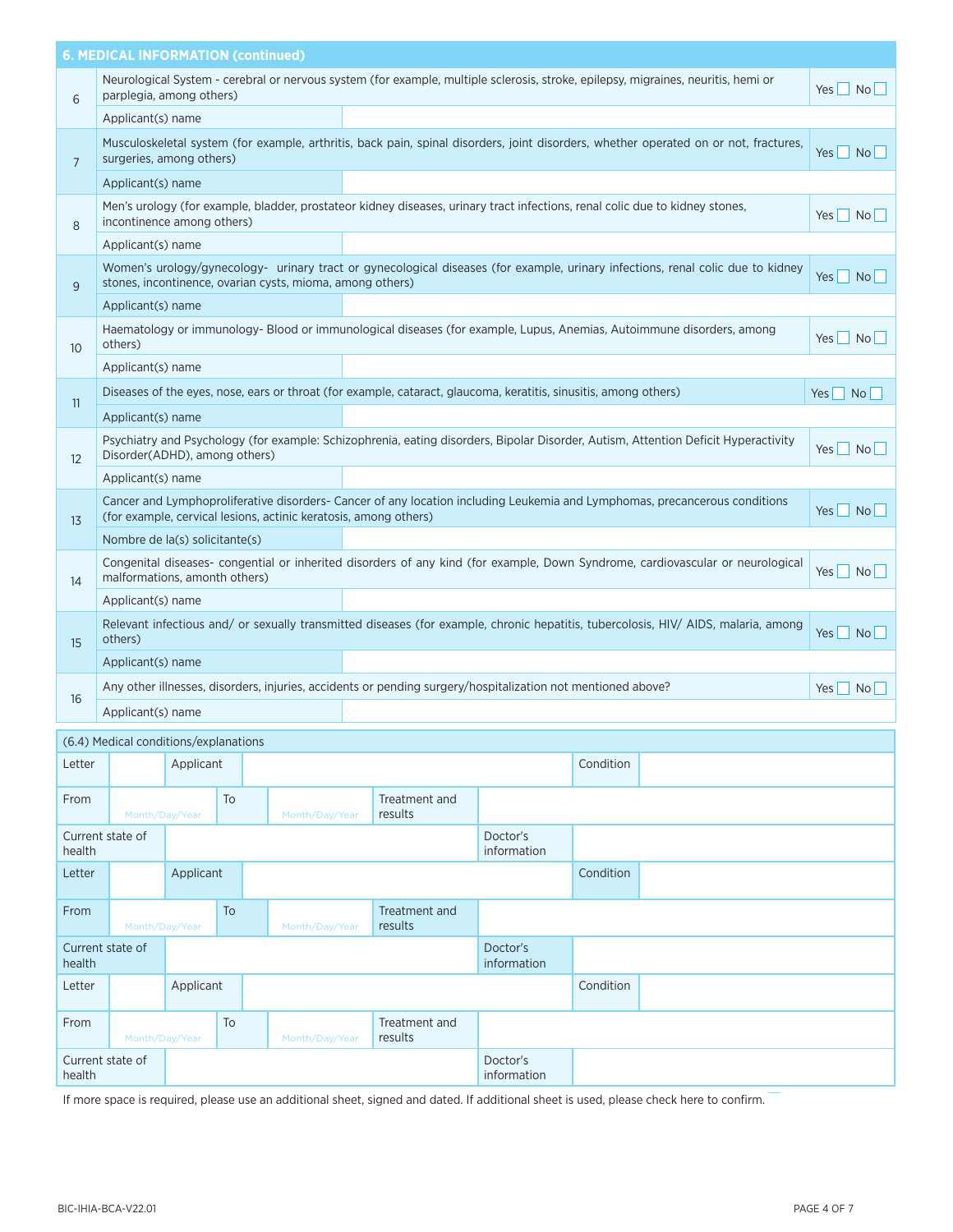## 6. MEDICAL INFORMATION (continued)

| # | Question | Answer |
|---|---|---|
| 6 | Neurological System - cerebral or nervous system (for example, multiple sclerosis, stroke, epilepsy, migraines, neuritis, hemi or parplegia, among others) | Yes ☐ No ☐ |
| | Applicant(s) name | |
| 7 | Musculoskeletal system (for example, arthritis, back pain, spinal disorders, joint disorders, whether operated on or not, fractures, surgeries, among others) | Yes ☐ No ☐ |
| | Applicant(s) name | |
| 8 | Men's urology (for example, bladder, prostateor kidney diseases, urinary tract infections, renal colic due to kidney stones, incontinence among others) | Yes ☐ No ☐ |
| | Applicant(s) name | |
| 9 | Women's urology/gynecology- urinary tract or gynecological diseases (for example, urinary infections, renal colic due to kidney stones, incontinence, ovarian cysts, mioma, among others) | Yes ☐ No ☐ |
| | Applicant(s) name | |
| 10 | Haematology or immunology- Blood or immunological diseases (for example, Lupus, Anemias, Autoimmune disorders, among others) | Yes ☐ No ☐ |
| | Applicant(s) name | |
| 11 | Diseases of the eyes, nose, ears or throat (for example, cataract, glaucoma, keratitis, sinusitis, among others) | Yes ☐ No ☐ |
| | Applicant(s) name | |
| 12 | Psychiatry and Psychology (for example: Schizophrenia, eating disorders, Bipolar Disorder, Autism, Attention Deficit Hyperactivity Disorder(ADHD), among others) | Yes ☐ No ☐ |
| | Applicant(s) name | |
| 13 | Cancer and Lymphoproliferative disorders- Cancer of any location including Leukemia and Lymphomas, precancerous conditions (for example, cervical lesions, actinic keratosis, among others) | Yes ☐ No ☐ |
| | Nombre de la(s) solicitante(s) | |
| 14 | Congenital diseases- congential or inherited disorders of any kind (for example, Down Syndrome, cardiovascular or neurological malformations, amonth others) | Yes ☐ No ☐ |
| | Applicant(s) name | |
| 15 | Relevant infectious and/ or sexually transmitted diseases (for example, chronic hepatitis, tubercolosis, HIV/ AIDS, malaria, among others) | Yes ☐ No ☐ |
| | Applicant(s) name | |
| 16 | Any other illnesses, disorders, injuries, accidents or pending surgery/hospitalization not mentioned above? | Yes ☐ No ☐ |
| | Applicant(s) name | |

### (6.4) Medical conditions/explanations

| Letter | | Applicant | | Condition | |
|---|---|---|---|---|---|
| From | Month/Day/Year | To | Month/Day/Year | Treatment and results | |
| Current state of health | | | | Doctor's information | |
| Letter | | Applicant | | Condition | |
| From | Month/Day/Year | To | Month/Day/Year | Treatment and results | |
| Current state of health | | | | Doctor's information | |
| Letter | | Applicant | | Condition | |
| From | Month/Day/Year | To | Month/Day/Year | Treatment and results | |
| Current state of health | | | | Doctor's information | |

If more space is required, please use an additional sheet, signed and dated. If additional sheet is used, please check here to confirm. ☐

BIC-IHIA-BCA-V22.01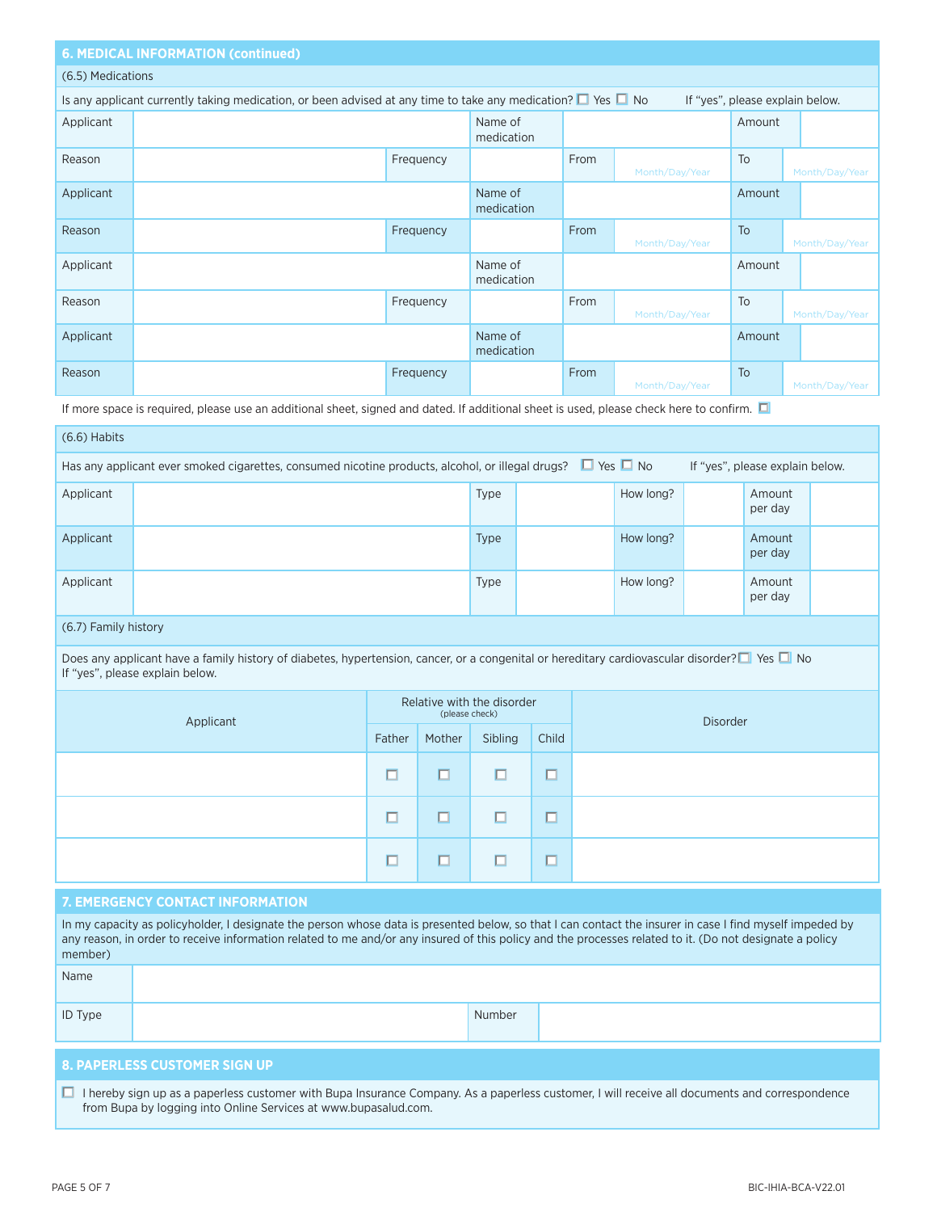## 6. MEDICAL INFORMATION (continued)

### (6.5) Medications

Is any applicant currently taking medication, or been advised at any time to take any medication? ☐ Yes ☐ No If "yes", please explain below.

| Applicant | | Name of medication | | Amount | |
|---|---|---|---|---|---|
| Reason | | Frequency | | From | Month/Day/Year | To | Month/Day/Year |
| Applicant | | Name of medication | | Amount | |
| Reason | | Frequency | | From | Month/Day/Year | To | Month/Day/Year |
| Applicant | | Name of medication | | Amount | |
| Reason | | Frequency | | From | Month/Day/Year | To | Month/Day/Year |
| Applicant | | Name of medication | | Amount | |
| Reason | | Frequency | | From | Month/Day/Year | To | Month/Day/Year |

If more space is required, please use an additional sheet, signed and dated. If additional sheet is used, please check here to confirm. ☐

### (6.6) Habits

Has any applicant ever smoked cigarettes, consumed nicotine products, alcohol, or illegal drugs? ☐ Yes ☐ No If "yes", please explain below.

| Applicant | | Type | | How long? | | Amount per day | |
|---|---|---|---|---|---|---|---|
| Applicant | | Type | | How long? | | Amount per day | |
| Applicant | | Type | | How long? | | Amount per day | |

### (6.7) Family history

Does any applicant have a family history of diabetes, hypertension, cancer, or a congenital or hereditary cardiovascular disorder? ☐ Yes ☐ No
If "yes", please explain below.

| Applicant | Relative with the disorder (please check) | | | | Disorder |
|---|---|---|---|---|---|
| | Father | Mother | Sibling | Child | |
| | ☐ | ☐ | ☐ | ☐ | |
| | ☐ | ☐ | ☐ | ☐ | |
| | ☐ | ☐ | ☐ | ☐ | |

## 7. EMERGENCY CONTACT INFORMATION

In my capacity as policyholder, I designate the person whose data is presented below, so that I can contact the insurer in case I find myself impeded by any reason, in order to receive information related to me and/or any insured of this policy and the processes related to it. (Do not designate a policy member)

| Name | | | |
|---|---|---|---|
| ID Type | | Number | |

## 8. PAPERLESS CUSTOMER SIGN UP

☐ I hereby sign up as a paperless customer with Bupa Insurance Company. As a paperless customer, I will receive all documents and correspondence from Bupa by logging into Online Services at www.bupasalud.com.

BIC-IHIA-BCA-V22.01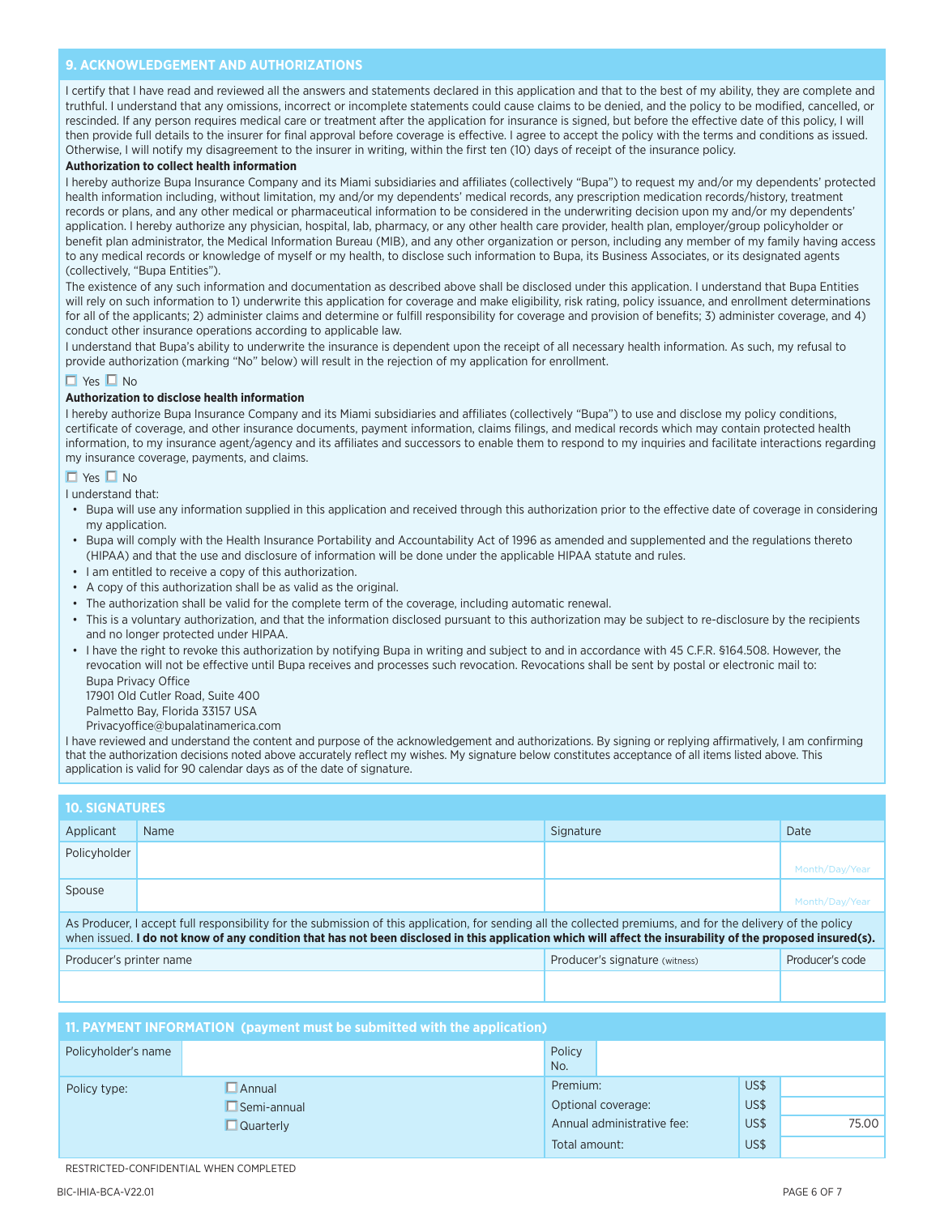## 9. ACKNOWLEDGEMENT AND AUTHORIZATIONS

I certify that I have read and reviewed all the answers and statements declared in this application and that to the best of my ability, they are complete and truthful. I understand that any omissions, incorrect or incomplete statements could cause claims to be denied, and the policy to be modified, cancelled, or rescinded. If any person requires medical care or treatment after the application for insurance is signed, but before the effective date of this policy, I will then provide full details to the insurer for final approval before coverage is effective. I agree to accept the policy with the terms and conditions as issued. Otherwise, I will notify my disagreement to the insurer in writing, within the first ten (10) days of receipt of the insurance policy.

**Authorization to collect health information**

I hereby authorize Bupa Insurance Company and its Miami subsidiaries and affiliates (collectively "Bupa") to request my and/or my dependents' protected health information including, without limitation, my and/or my dependents' medical records, any prescription medication records/history, treatment records or plans, and any other medical or pharmaceutical information to be considered in the underwriting decision upon my and/or my dependents' application. I hereby authorize any physician, hospital, lab, pharmacy, or any other health care provider, health plan, employer/group policyholder or benefit plan administrator, the Medical Information Bureau (MIB), and any other organization or person, including any member of my family having access to any medical records or knowledge of myself or my health, to disclose such information to Bupa, its Business Associates, or its designated agents (collectively, "Bupa Entities").

The existence of any such information and documentation as described above shall be disclosed under this application. I understand that Bupa Entities will rely on such information to 1) underwrite this application for coverage and make eligibility, risk rating, policy issuance, and enrollment determinations for all of the applicants; 2) administer claims and determine or fulfill responsibility for coverage and provision of benefits; 3) administer coverage, and 4) conduct other insurance operations according to applicable law.

I understand that Bupa's ability to underwrite the insurance is dependent upon the receipt of all necessary health information. As such, my refusal to provide authorization (marking "No" below) will result in the rejection of my application for enrollment.

☐ Yes ☐ No

**Authorization to disclose health information**

I hereby authorize Bupa Insurance Company and its Miami subsidiaries and affiliates (collectively "Bupa") to use and disclose my policy conditions, certificate of coverage, and other insurance documents, payment information, claims filings, and medical records which may contain protected health information, to my insurance agent/agency and its affiliates and successors to enable them to respond to my inquiries and facilitate interactions regarding my insurance coverage, payments, and claims.

☐ Yes ☐ No

I understand that:

- Bupa will use any information supplied in this application and received through this authorization prior to the effective date of coverage in considering my application.
- Bupa will comply with the Health Insurance Portability and Accountability Act of 1996 as amended and supplemented and the regulations thereto (HIPAA) and that the use and disclosure of information will be done under the applicable HIPAA statute and rules.
- I am entitled to receive a copy of this authorization.
- A copy of this authorization shall be as valid as the original.
- The authorization shall be valid for the complete term of the coverage, including automatic renewal.
- This is a voluntary authorization, and that the information disclosed pursuant to this authorization may be subject to re-disclosure by the recipients and no longer protected under HIPAA.
- I have the right to revoke this authorization by notifying Bupa in writing and subject to and in accordance with 45 C.F.R. §164.508. However, the revocation will not be effective until Bupa receives and processes such revocation. Revocations shall be sent by postal or electronic mail to:
  Bupa Privacy Office
  17901 Old Cutler Road, Suite 400
  Palmetto Bay, Florida 33157 USA
  Privacyoffice@bupalatinamerica.com

I have reviewed and understand the content and purpose of the acknowledgement and authorizations. By signing or replying affirmatively, I am confirming that the authorization decisions noted above accurately reflect my wishes. My signature below constitutes acceptance of all items listed above. This application is valid for 90 calendar days as of the date of signature.

## 10. SIGNATURES

| Applicant | Name | Signature | Date |
|---|---|---|---|
| Policyholder | | | Month/Day/Year |
| Spouse | | | Month/Day/Year |

As Producer, I accept full responsibility for the submission of this application, for sending all the collected premiums, and for the delivery of the policy when issued. **I do not know of any condition that has not been disclosed in this application which will affect the insurability of the proposed insured(s).**

| Producer's printer name | Producer's signature (witness) | Producer's code |
|---|---|---|
| | | |

## 11. PAYMENT INFORMATION (payment must be submitted with the application)

| Policyholder's name | | Policy No. | | |
|---|---|---|---|---|
| Policy type: | ☐ Annual | Premium: | US$ | |
| | ☐ Semi-annual | Optional coverage: | US$ | |
| | ☐ Quarterly | Annual administrative fee: | US$ | 75.00 |
| | | Total amount: | US$ | |

RESTRICTED-CONFIDENTIAL WHEN COMPLETED

BIC-IHIA-BCA-V22.01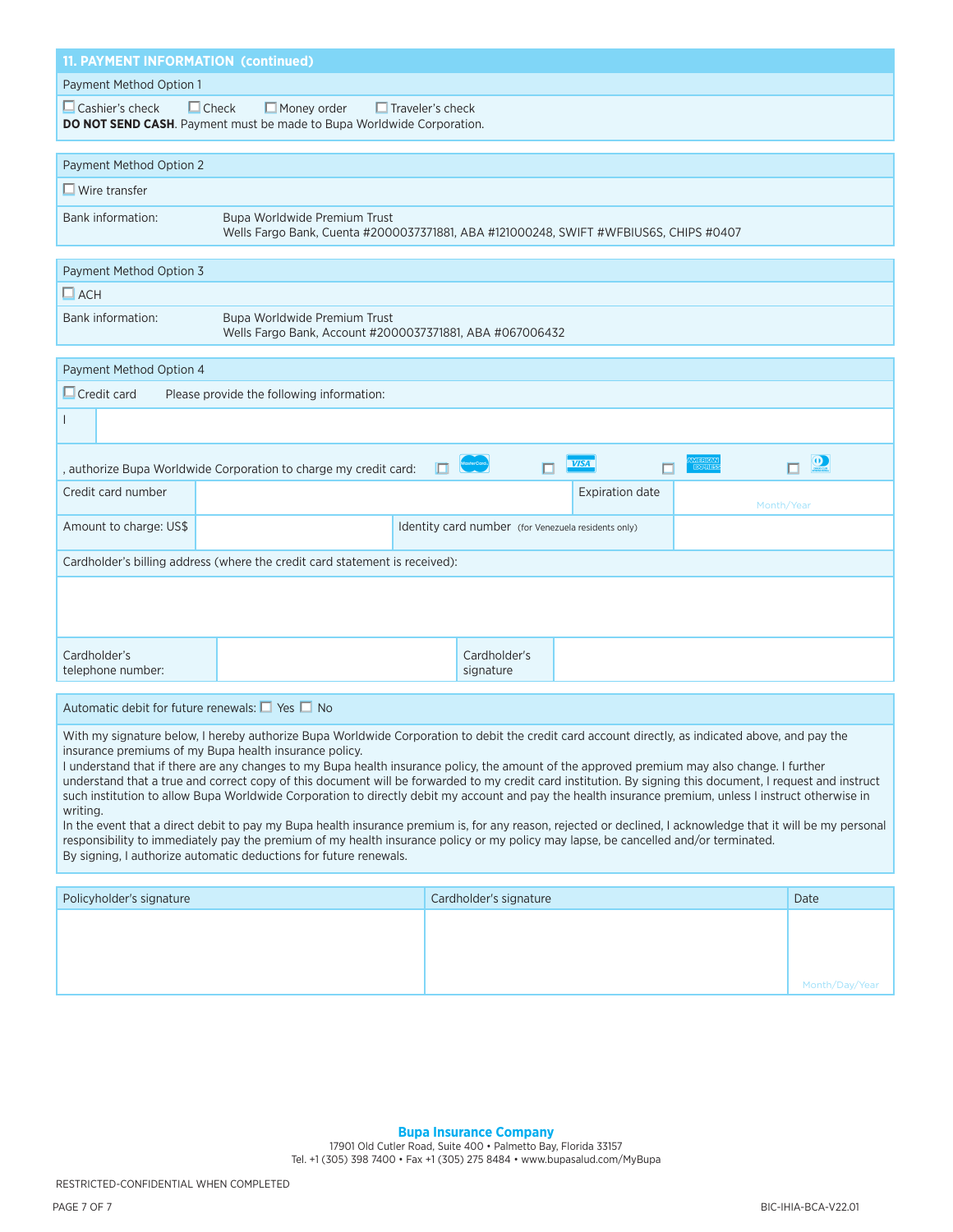## 11. PAYMENT INFORMATION (continued)

**Payment Method Option 1**

☐ Cashier's check ☐ Check ☐ Money order ☐ Traveler's check

**DO NOT SEND CASH**. Payment must be made to Bupa Worldwide Corporation.

**Payment Method Option 2**

☐ Wire transfer

| | |
|---|---|
| Bank information: | Bupa Worldwide Premium Trust<br>Wells Fargo Bank, Cuenta #2000037371881, ABA #121000248, SWIFT #WFBIUS6S, CHIPS #0407 |

**Payment Method Option 3**

☐ ACH

| | |
|---|---|
| Bank information: | Bupa Worldwide Premium Trust<br>Wells Fargo Bank, Account #2000037371881, ABA #067006432 |

**Payment Method Option 4**

☐ Credit card Please provide the following information:

I ______________________________

, authorize Bupa Worldwide Corporation to charge my credit card: ☐ MasterCard ☐ VISA ☐ American Express ☐ Diners Club

| | | | |
|---|---|---|---|
| Credit card number | | Expiration date | Month/Year |
| Amount to charge: US$ | | Identity card number (for Venezuela residents only) | |

Cardholder's billing address (where the credit card statement is received):

| | | | |
|---|---|---|---|
| Cardholder's telephone number: | | Cardholder's signature | |

Automatic debit for future renewals: ☐ Yes ☐ No

With my signature below, I hereby authorize Bupa Worldwide Corporation to debit the credit card account directly, as indicated above, and pay the insurance premiums of my Bupa health insurance policy.
I understand that if there are any changes to my Bupa health insurance policy, the amount of the approved premium may also change. I further understand that a true and correct copy of this document will be forwarded to my credit card institution. By signing this document, I request and instruct such institution to allow Bupa Worldwide Corporation to directly debit my account and pay the health insurance premium, unless I instruct otherwise in writing.
In the event that a direct debit to pay my Bupa health insurance premium is, for any reason, rejected or declined, I acknowledge that it will be my personal responsibility to immediately pay the premium of my health insurance policy or my policy may lapse, be cancelled and/or terminated.
By signing, I authorize automatic deductions for future renewals.

| Policyholder's signature | Cardholder's signature | Date |
|---|---|---|
| | | Month/Day/Year |

**Bupa Insurance Company**
17901 Old Cutler Road, Suite 400 • Palmetto Bay, Florida 33157
Tel. +1 (305) 398 7400 • Fax +1 (305) 275 8484 • www.bupasalud.com/MyBupa

RESTRICTED-CONFIDENTIAL WHEN COMPLETED

BIC-IHIA-BCA-V22.01